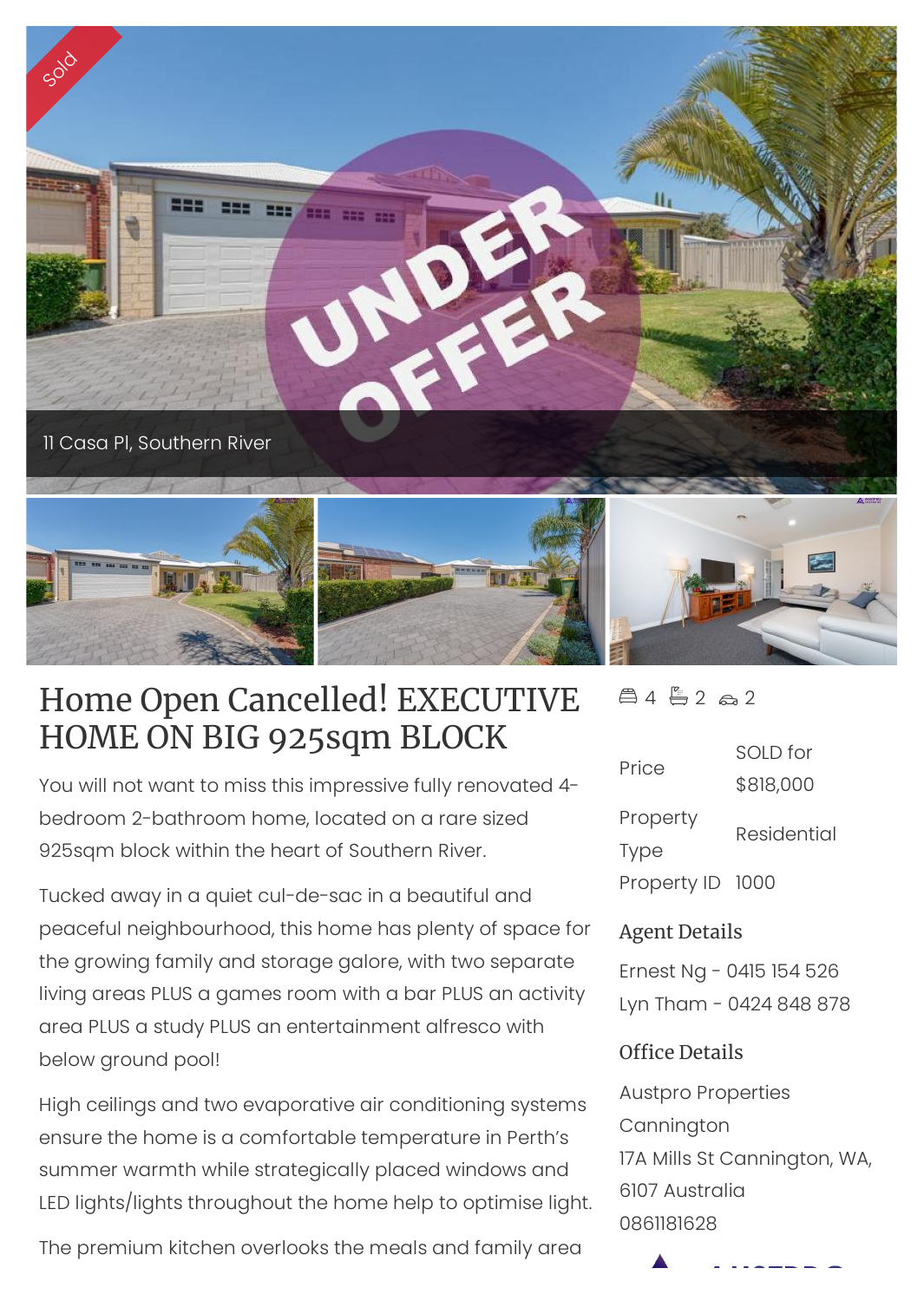Sold

UNDER OFFER

11 Casa Pl, Southern River

# Home Open Cancelled! EXECUTIVE HOME ON BIG 925sqm BLOCK

You will not want to miss this impressive fully renovated 4-bedroom 2-bathroom home, located on a rare sized 925sqm block within the heart of Southern River.

Tucked away in a quiet cul-de-sac in a beautiful and peaceful neighbourhood, this home has plenty of space for the growing family and storage galore, with two separate living areas PLUS a games room with a bar PLUS an activity area PLUS a study PLUS an entertainment alfresco with below ground pool!

High ceilings and two evaporative air conditioning systems ensure the home is a comfortable temperature in Perth's summer warmth while strategically placed windows and LED lights/lights throughout the home help to optimise light.

The premium kitchen overlooks the meals and family area

4 2 2

| | |
|---|---|
| Price | SOLD for $818,000 |
| Property Type | Residential |
| Property ID | 1000 |

## Agent Details

Ernest Ng - 0415 154 526
Lyn Tham - 0424 848 878

## Office Details

Austpro Properties Cannington
17A Mills St Cannington, WA, 6107 Australia
0861181628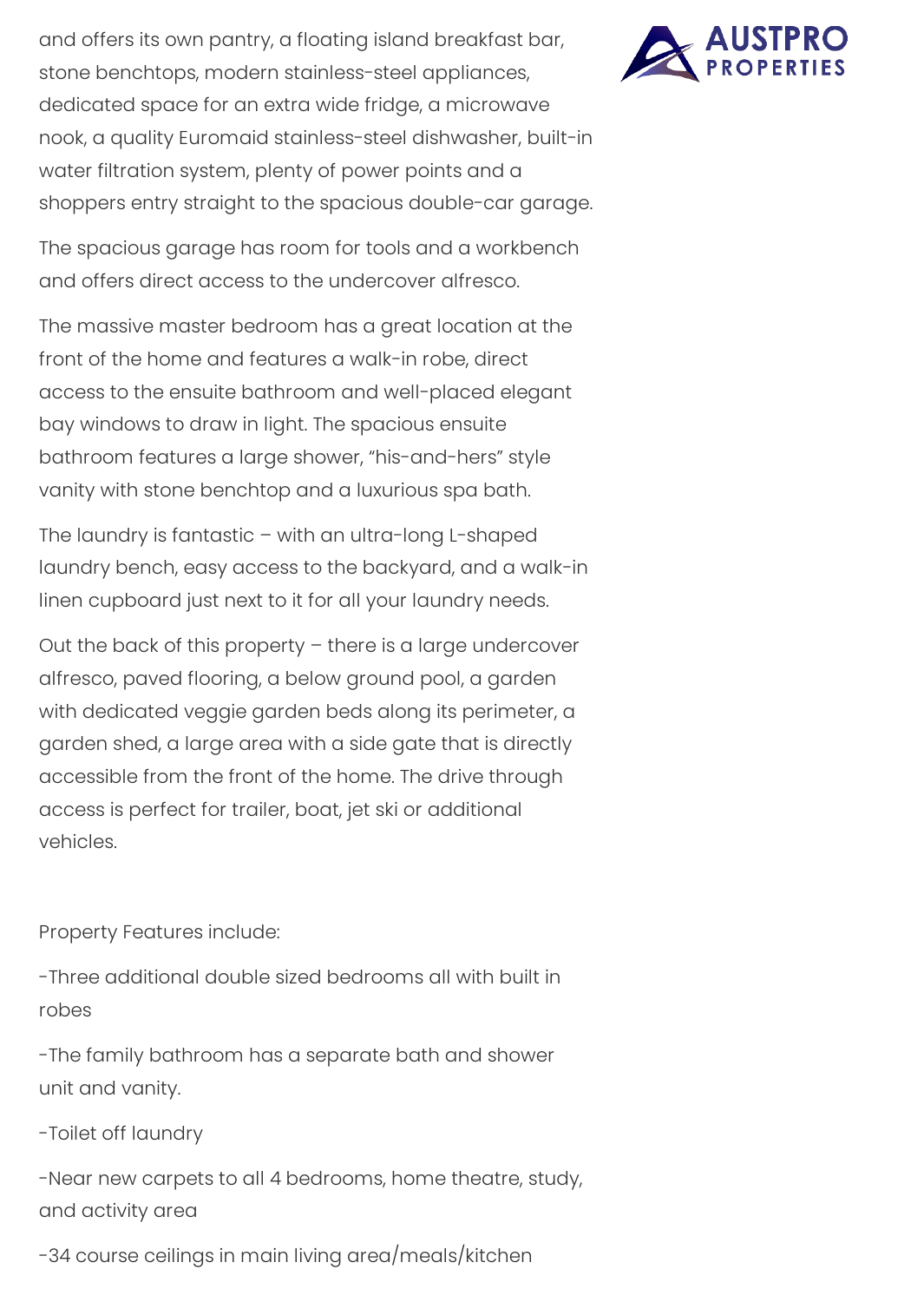and offers its own pantry, a floating island breakfast bar, stone benchtops, modern stainless-steel appliances, dedicated space for an extra wide fridge, a microwave nook, a quality Euromaid stainless-steel dishwasher, built-in water filtration system, plenty of power points and a shoppers entry straight to the spacious double-car garage.

The spacious garage has room for tools and a workbench and offers direct access to the undercover alfresco.

The massive master bedroom has a great location at the front of the home and features a walk-in robe, direct access to the ensuite bathroom and well-placed elegant bay windows to draw in light. The spacious ensuite bathroom features a large shower, "his-and-hers" style vanity with stone benchtop and a luxurious spa bath.

The laundry is fantastic – with an ultra-long L-shaped laundry bench, easy access to the backyard, and a walk-in linen cupboard just next to it for all your laundry needs.

Out the back of this property – there is a large undercover alfresco, paved flooring, a below ground pool, a garden with dedicated veggie garden beds along its perimeter, a garden shed, a large area with a side gate that is directly accessible from the front of the home. The drive through access is perfect for trailer, boat, jet ski or additional vehicles.

Property Features include:

-Three additional double sized bedrooms all with built in robes

-The family bathroom has a separate bath and shower unit and vanity.

-Toilet off laundry

-Near new carpets to all 4 bedrooms, home theatre, study, and activity area

-34 course ceilings in main living area/meals/kitchen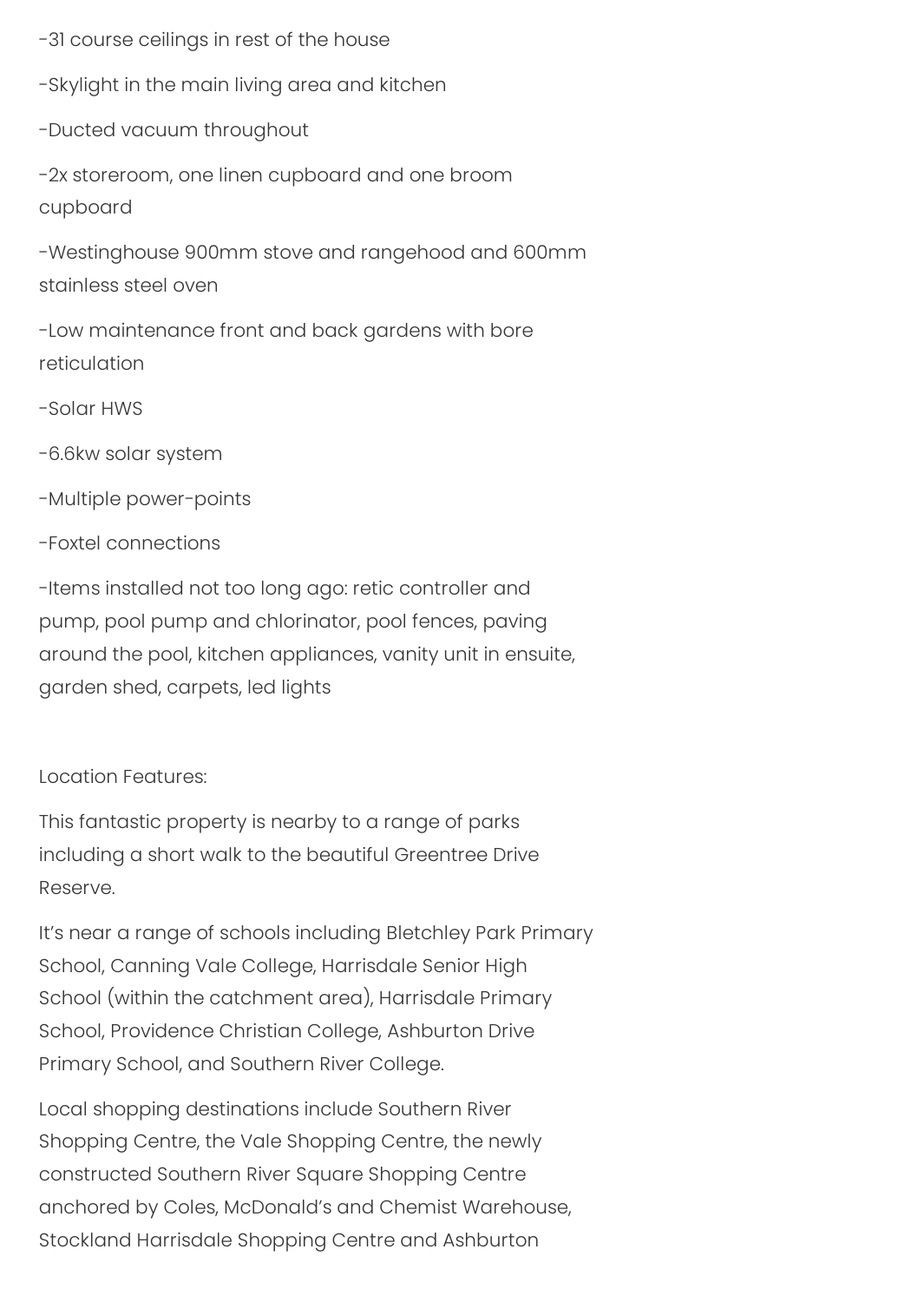-31 course ceilings in rest of the house

-Skylight in the main living area and kitchen

-Ducted vacuum throughout

-2x storeroom, one linen cupboard and one broom cupboard

-Westinghouse 900mm stove and rangehood and 600mm stainless steel oven

-Low maintenance front and back gardens with bore reticulation

-Solar HWS

-6.6kw solar system

-Multiple power-points

-Foxtel connections

-Items installed not too long ago: retic controller and pump, pool pump and chlorinator, pool fences, paving around the pool, kitchen appliances, vanity unit in ensuite, garden shed, carpets, led lights

Location Features:

This fantastic property is nearby to a range of parks including a short walk to the beautiful Greentree Drive Reserve.

It's near a range of schools including Bletchley Park Primary School, Canning Vale College, Harrisdale Senior High School (within the catchment area), Harrisdale Primary School, Providence Christian College, Ashburton Drive Primary School, and Southern River College.

Local shopping destinations include Southern River Shopping Centre, the Vale Shopping Centre, the newly constructed Southern River Square Shopping Centre anchored by Coles, McDonald's and Chemist Warehouse, Stockland Harrisdale Shopping Centre and Ashburton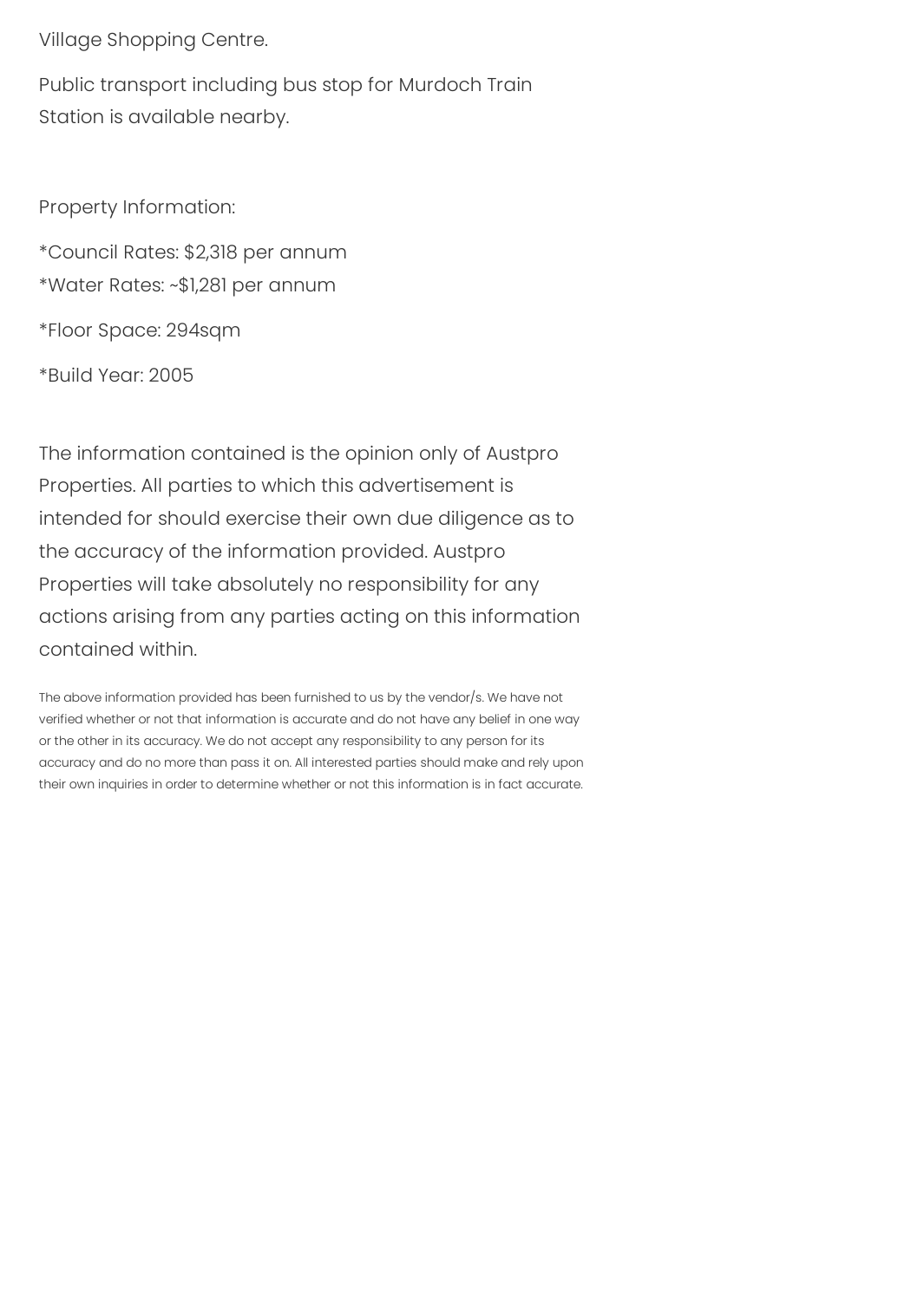Village Shopping Centre.

Public transport including bus stop for Murdoch Train Station is available nearby.

Property Information:

*Council Rates: $2,318 per annum
*Water Rates: ~$1,281 per annum

*Floor Space: 294sqm

*Build Year: 2005

The information contained is the opinion only of Austpro Properties. All parties to which this advertisement is intended for should exercise their own due diligence as to the accuracy of the information provided. Austpro Properties will take absolutely no responsibility for any actions arising from any parties acting on this information contained within.

The above information provided has been furnished to us by the vendor/s. We have not verified whether or not that information is accurate and do not have any belief in one way or the other in its accuracy. We do not accept any responsibility to any person for its accuracy and do no more than pass it on. All interested parties should make and rely upon their own inquiries in order to determine whether or not this information is in fact accurate.